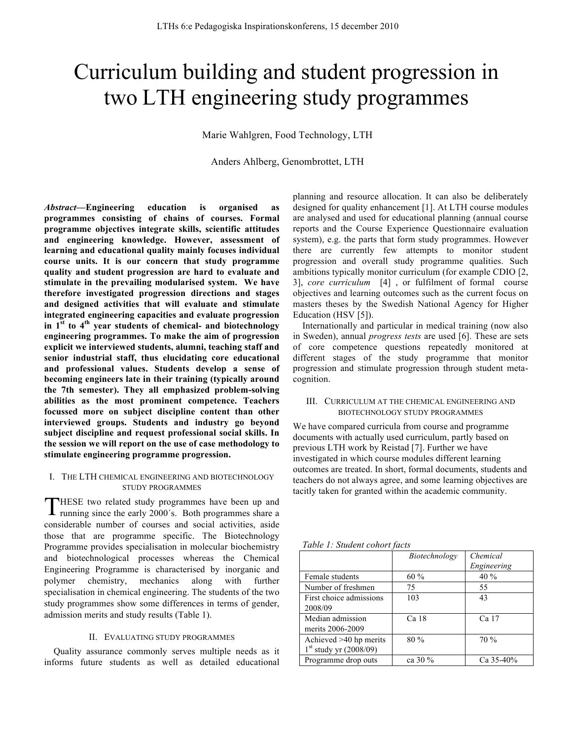# Curriculum building and student progression in two LTH engineering study programmes

Marie Wahlgren, Food Technology, LTH

Anders Ahlberg, Genombrottet, LTH

***Abstract*—Engineering education is organised as programmes consisting of chains of courses. Formal programme objectives integrate skills, scientific attitudes and engineering knowledge. However, assessment of learning and educational quality mainly focuses individual course units. It is our concern that study programme quality and student progression are hard to evaluate and stimulate in the prevailing modularised system. We have therefore investigated progression directions and stages and designed activities that will evaluate and stimulate integrated engineering capacities and evaluate progression in 1st to 4th year students of chemical- and biotechnology engineering programmes. To make the aim of progression explicit we interviewed students, alumni, teaching staff and senior industrial staff, thus elucidating core educational and professional values. Students develop a sense of becoming engineers late in their training (typically around the 7th semester). They all emphasized problem-solving abilities as the most prominent competence. Teachers focussed more on subject discipline content than other interviewed groups. Students and industry go beyond subject discipline and request professional social skills. In the session we will report on the use of case methodology to stimulate engineering programme progression.**

## I. The LTH Chemical Engineering and Biotechnology Study Programmes

These two related study programmes have been up and running since the early 2000´s. Both programmes share a considerable number of courses and social activities, aside those that are programme specific. The Biotechnology Programme provides specialisation in molecular biochemistry and biotechnological processes whereas the Chemical Engineering Programme is characterised by inorganic and polymer chemistry, mechanics along with further specialisation in chemical engineering. The students of the two study programmes show some differences in terms of gender, admission merits and study results (Table 1).

## II. Evaluating Study Programmes

Quality assurance commonly serves multiple needs as it informs future students as well as detailed educational planning and resource allocation. It can also be deliberately designed for quality enhancement [1]. At LTH course modules are analysed and used for educational planning (annual course reports and the Course Experience Questionnaire evaluation system), e.g. the parts that form study programmes. However there are currently few attempts to monitor student progression and overall study programme qualities. Such ambitions typically monitor curriculum (for example CDIO [2, 3], *core curriculum* [4] , or fulfilment of formal course objectives and learning outcomes such as the current focus on masters theses by the Swedish National Agency for Higher Education (HSV [5]).

Internationally and particular in medical training (now also in Sweden), annual *progress tests* are used [6]. These are sets of core competence questions repeatedly monitored at different stages of the study programme that monitor progression and stimulate progression through student meta-cognition.

## III. Curriculum at the Chemical Engineering and Biotechnology Study Programmes

We have compared curricula from course and programme documents with actually used curriculum, partly based on previous LTH work by Reistad [7]. Further we have investigated in which course modules different learning outcomes are treated. In short, formal documents, students and teachers do not always agree, and some learning objectives are tacitly taken for granted within the academic community.

*Table 1: Student cohort facts*

| | *Biotechnology* | *Chemical Engineering* |
|---|---|---|
| Female students | 60 % | 40 % |
| Number of freshmen | 75 | 55 |
| First choice admissions 2008/09 | 103 | 43 |
| Median admission merits 2006-2009 | Ca 18 | Ca 17 |
| Achieved >40 hp merits 1st study yr (2008/09) | 80 % | 70 % |
| Programme drop outs | ca 30 % | Ca 35-40% |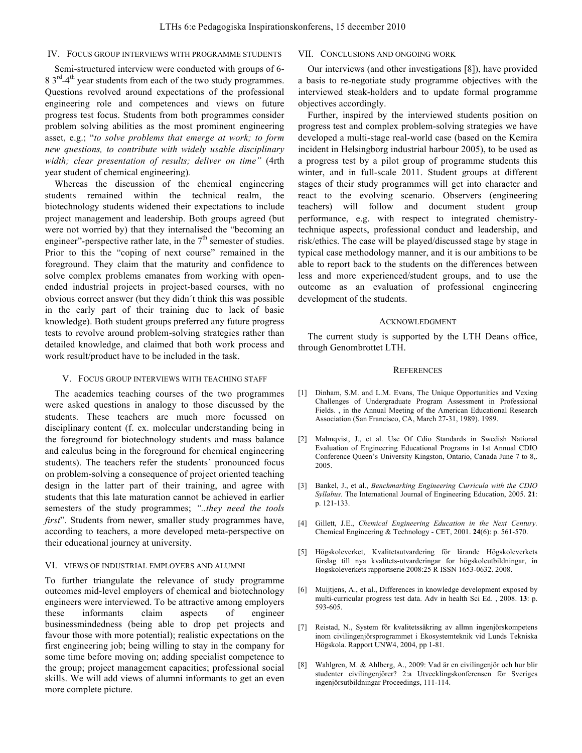## IV. Focus group interviews with programme students

Semi-structured interview were conducted with groups of 6-8 3rd-4th year students from each of the two study programmes. Questions revolved around expectations of the professional engineering role and competences and views on future progress test focus. Students from both programmes consider problem solving abilities as the most prominent engineering asset, e.g.; "*to solve problems that emerge at work; to form new questions, to contribute with widely usable disciplinary width; clear presentation of results; deliver on time"* (4rth year student of chemical engineering).

Whereas the discussion of the chemical engineering students remained within the technical realm, the biotechnology students widened their expectations to include project management and leadership. Both groups agreed (but were not worried by) that they internalised the "becoming an engineer"-perspective rather late, in the 7th semester of studies. Prior to this the "coping of next course" remained in the foreground. They claim that the maturity and confidence to solve complex problems emanates from working with open-ended industrial projects in project-based courses, with no obvious correct answer (but they didn´t think this was possible in the early part of their training due to lack of basic knowledge). Both student groups preferred any future progress tests to revolve around problem-solving strategies rather than detailed knowledge, and claimed that both work process and work result/product have to be included in the task.

## V. Focus group interviews with teaching staff

The academics teaching courses of the two programmes were asked questions in analogy to those discussed by the students. These teachers are much more focussed on disciplinary content (f. ex. molecular understanding being in the foreground for biotechnology students and mass balance and calculus being in the foreground for chemical engineering students). The teachers refer the students´ pronounced focus on problem-solving a consequence of project oriented teaching design in the latter part of their training, and agree with students that this late maturation cannot be achieved in earlier semesters of the study programmes; *"..they need the tools first*". Students from newer, smaller study programmes have, according to teachers, a more developed meta-perspective on their educational journey at university.

## VI. Views of industrial employers and alumni

To further triangulate the relevance of study programme outcomes mid-level employers of chemical and biotechnology engineers were interviewed. To be attractive among employers these informants claim aspects of engineer businessmindedness (being able to drop pet projects and favour those with more potential); realistic expectations on the first engineering job; being willing to stay in the company for some time before moving on; adding specialist competence to the group; project management capacities; professional social skills. We will add views of alumni informants to get an even more complete picture.

## VII. Conclusions and ongoing work

Our interviews (and other investigations [8]), have provided a basis to re-negotiate study programme objectives with the interviewed steak-holders and to update formal programme objectives accordingly.

Further, inspired by the interviewed students position on progress test and complex problem-solving strategies we have developed a multi-stage real-world case (based on the Kemira incident in Helsingborg industrial harbour 2005), to be used as a progress test by a pilot group of programme students this winter, and in full-scale 2011. Student groups at different stages of their study programmes will get into character and react to the evolving scenario. Observers (engineering teachers) will follow and document student group performance, e.g. with respect to integrated chemistry-technique aspects, professional conduct and leadership, and risk/ethics. The case will be played/discussed stage by stage in typical case methodology manner, and it is our ambitions to be able to report back to the students on the differences between less and more experienced/student groups, and to use the outcome as an evaluation of professional engineering development of the students.

## Acknowledgment

The current study is supported by the LTH Deans office, through Genombrottet LTH.

## References

[1] Dinham, S.M. and L.M. Evans, The Unique Opportunities and Vexing Challenges of Undergraduate Program Assessment in Professional Fields. , in the Annual Meeting of the American Educational Research Association (San Francisco, CA, March 27-31, 1989). 1989.

[2] Malmqvist, J., et al. Use Of Cdio Standards in Swedish National Evaluation of Engineering Educational Programs in 1st Annual CDIO Conference Queen's University Kingston, Ontario, Canada June 7 to 8,. 2005.

[3] Bankel, J., et al., *Benchmarking Engineering Curricula with the CDIO Syllabus.* The International Journal of Engineering Education, 2005. **21**: p. 121-133.

[4] Gillett, J.E., *Chemical Engineering Education in the Next Century.* Chemical Engineering & Technology - CET, 2001. **24**(6): p. 561-570.

[5] Högskoleverket, Kvalitetsutvardering för lärande Högskoleverkets förslag till nya kvalitets-utvarderingar for högskoleutbildningar, in Hogskoleverkets rapportserie 2008:25 R ISSN 1653-0632. 2008.

[6] Muijtjens, A., et al., Differences in knowledge development exposed by multi-curricular progress test data. Adv in health Sci Ed. , 2008. **13**: p. 593-605.

[7] Reistad, N., System för kvalitetssäkring av allmn ingenjörskompetens inom civilingenjörsprogrammet i Ekosystemteknik vid Lunds Tekniska Högskola. Rapport UNW4, 2004, pp 1-81.

[8] Wahlgren, M. & Ahlberg, A., 2009: Vad är en civilingenjör och hur blir studenter civilingenjörer? 2:a Utvecklingskonferensen för Sveriges ingenjörsutbildningar Proceedings, 111-114.